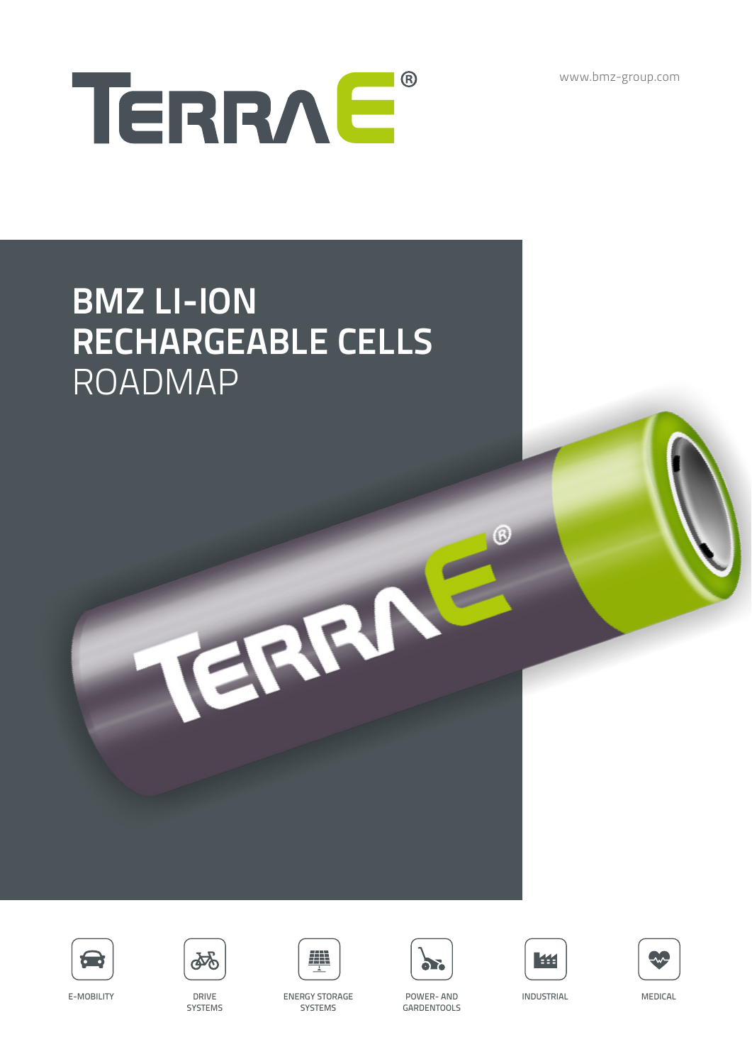TERRA E®

www.bmz-group.com

# BMZ LI-ION RECHARGEABLE CELLS ROADMAP

E-MOBILITY

DRIVE SYSTEMS

ENERGY STORAGE SYSTEMS

POWER- AND GARDENTOOLS

INDUSTRIAL

MEDICAL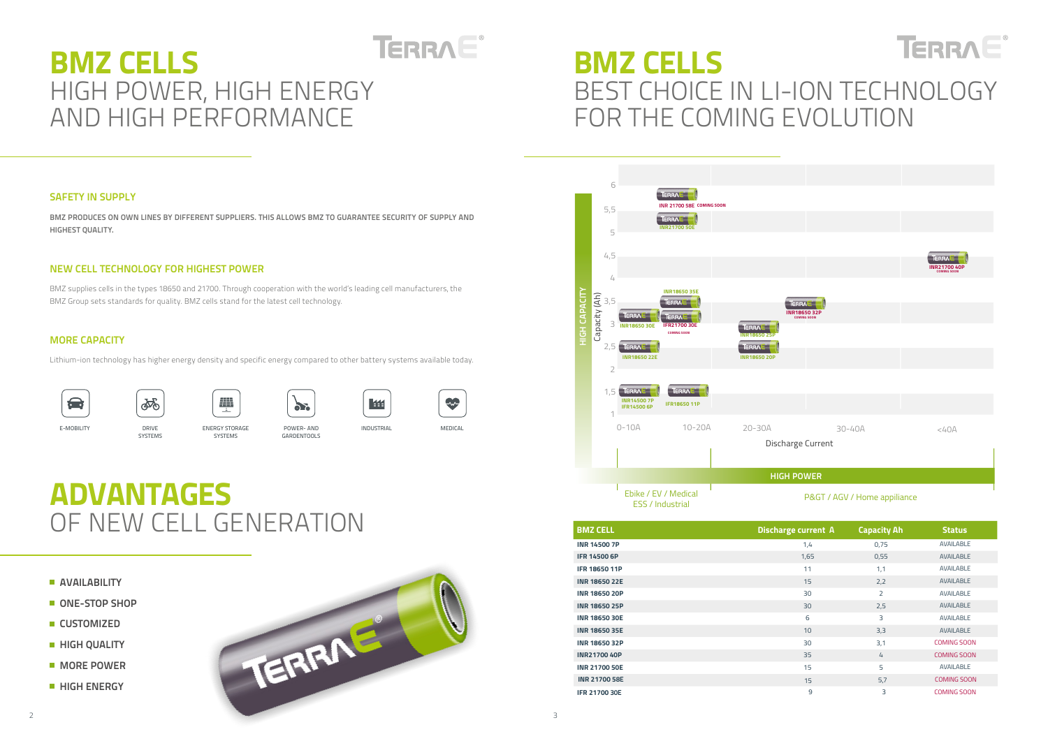# BMZ CELLS
## HIGH POWER, HIGH ENERGY AND HIGH PERFORMANCE

### SAFETY IN SUPPLY

**BMZ PRODUCES ON OWN LINES BY DIFFERENT SUPPLIERS. THIS ALLOWS BMZ TO GUARANTEE SECURITY OF SUPPLY AND HIGHEST QUALITY.**

### NEW CELL TECHNOLOGY FOR HIGHEST POWER

BMZ supplies cells in the types 18650 and 21700. Through cooperation with the world's leading cell manufacturers, the BMZ Group sets standards for quality. BMZ cells stand for the latest cell technology.

### MORE CAPACITY

Lithium-ion technology has higher energy density and specific energy compared to other battery systems available today.

E-MOBILITY | DRIVE SYSTEMS | ENERGY STORAGE SYSTEMS | POWER- AND GARDENTOOLS | INDUSTRIAL | MEDICAL

# ADVANTAGES
## OF NEW CELL GENERATION

- **AVAILABILITY**
- **ONE-STOP SHOP**
- **CUSTOMIZED**
- **HIGH QUALITY**
- **MORE POWER**
- **HIGH ENERGY**

# BMZ CELLS
## BEST CHOICE IN LI-ION TECHNOLOGY FOR THE COMING EVOLUTION

HIGH CAPACITY — Capacity (Ah)

Discharge Current: 0-10A | 10-20A | 20-30A | 30-40A | <40A

- 0-10A: INR 21700 58E (COMING SOON), INR21700 50E, INR18650 30E, INR18650 22E, INR14500 7P / IFR14500 6P
- 10-20A: INR18650 35E, IFR21700 30E (COMING SOON), IFR18650 11P
- 20-30A: INR18650 25P, INR18650 20P, INR18650 32P (COMING SOON)
- 30-40A / <40A: INR21700 40P (COMING SOON)

HIGH POWER

Ebike / EV / Medical, ESS / Industrial — P&GT / AGV / Home appliance

| BMZ CELL | Discharge current A | Capacity Ah | Status |
|---|---|---|---|
| INR 14500 7P | 1,4 | 0,75 | AVAILABLE |
| IFR 14500 6P | 1,65 | 0,55 | AVAILABLE |
| IFR 18650 11P | 11 | 1,1 | AVAILABLE |
| INR 18650 22E | 15 | 2,2 | AVAILABLE |
| INR 18650 20P | 30 | 2 | AVAILABLE |
| INR 18650 25P | 30 | 2,5 | AVAILABLE |
| INR 18650 30E | 6 | 3 | AVAILABLE |
| INR 18650 35E | 10 | 3,3 | AVAILABLE |
| INR 18650 32P | 30 | 3,1 | COMING SOON |
| INR21700 40P | 35 | 4 | COMING SOON |
| INR 21700 50E | 15 | 5 | AVAILABLE |
| INR 21700 58E | 15 | 5,7 | COMING SOON |
| IFR 21700 30E | 9 | 3 | COMING SOON |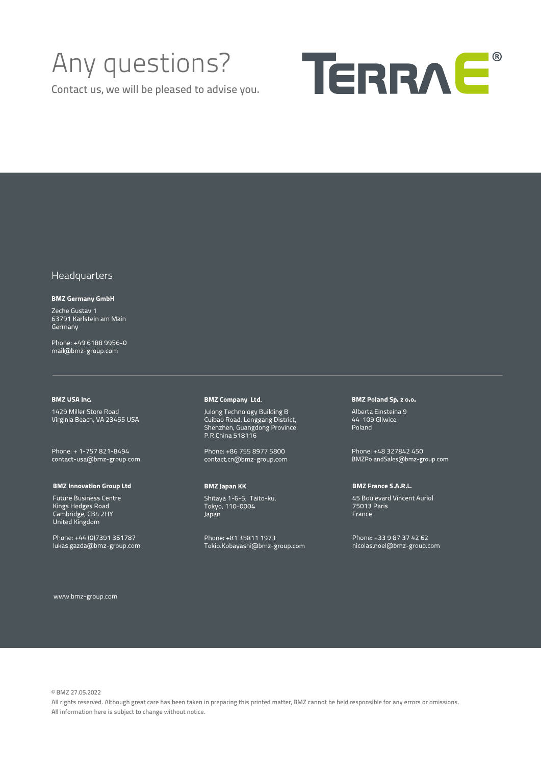# Any questions?

Contact us, we will be pleased to advise you.

TERRAE®

## Headquarters

**BMZ Germany GmbH**

Zeche Gustav 1
63791 Karlstein am Main
Germany

Phone: +49 6188 9956-0
mail@bmz-group.com

---

**BMZ USA Inc.**

1429 Miller Store Road
Virginia Beach, VA 23455 USA

Phone: + 1-757 821-8494
contact-usa@bmz-group.com

**BMZ Company Ltd.**

Julong Technology Building B
Cuibao Road, Longgang District,
Shenzhen, Guangdong Province
P.R.China 518116

Phone: +86 755 8977 5800
contact.cn@bmz-group.com

**BMZ Poland Sp. z o.o.**

Alberta Einsteina 9
44-109 Gliwice
Poland

Phone: +48 327842 450
BMZPolandSales@bmz-group.com

**BMZ Innovation Group Ltd**

Future Business Centre
Kings Hedges Road
Cambridge, CB4 2HY
United Kingdom

Phone: +44 (0)7391 351787
lukas.gazda@bmz-group.com

**BMZ Japan KK**

Shitaya 1-6-5, Taito-ku,
Tokyo, 110-0004
Japan

Phone: +81 35811 1973
Tokio.Kobayashi@bmz-group.com

**BMZ France S.A.R.L.**

45 Boulevard Vincent Auriol
75013 Paris
France

Phone: +33 9 87 37 42 62
nicolas.noel@bmz-group.com

www.bmz-group.com

© BMZ 27.05.2022
All rights reserved. Although great care has been taken in preparing this printed matter, BMZ cannot be held responsible for any errors or omissions.
All information here is subject to change without notice.